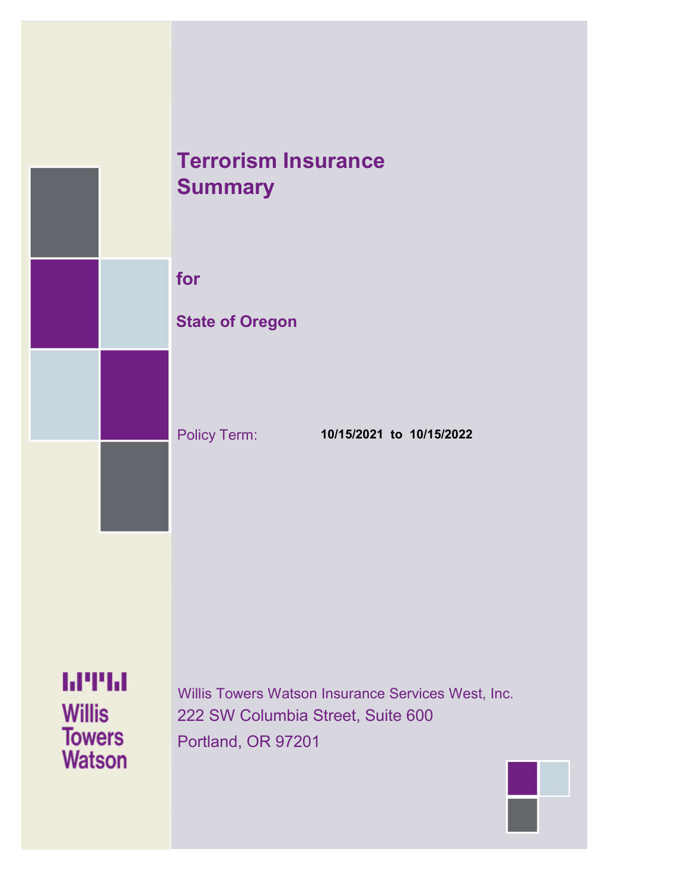# Terrorism Insurance Summary

**for**

**State of Oregon**

Policy Term: **10/15/2021 to 10/15/2022**

Willis Towers Watson

Willis Towers Watson Insurance Services West, Inc.
222 SW Columbia Street, Suite 600
Portland, OR 97201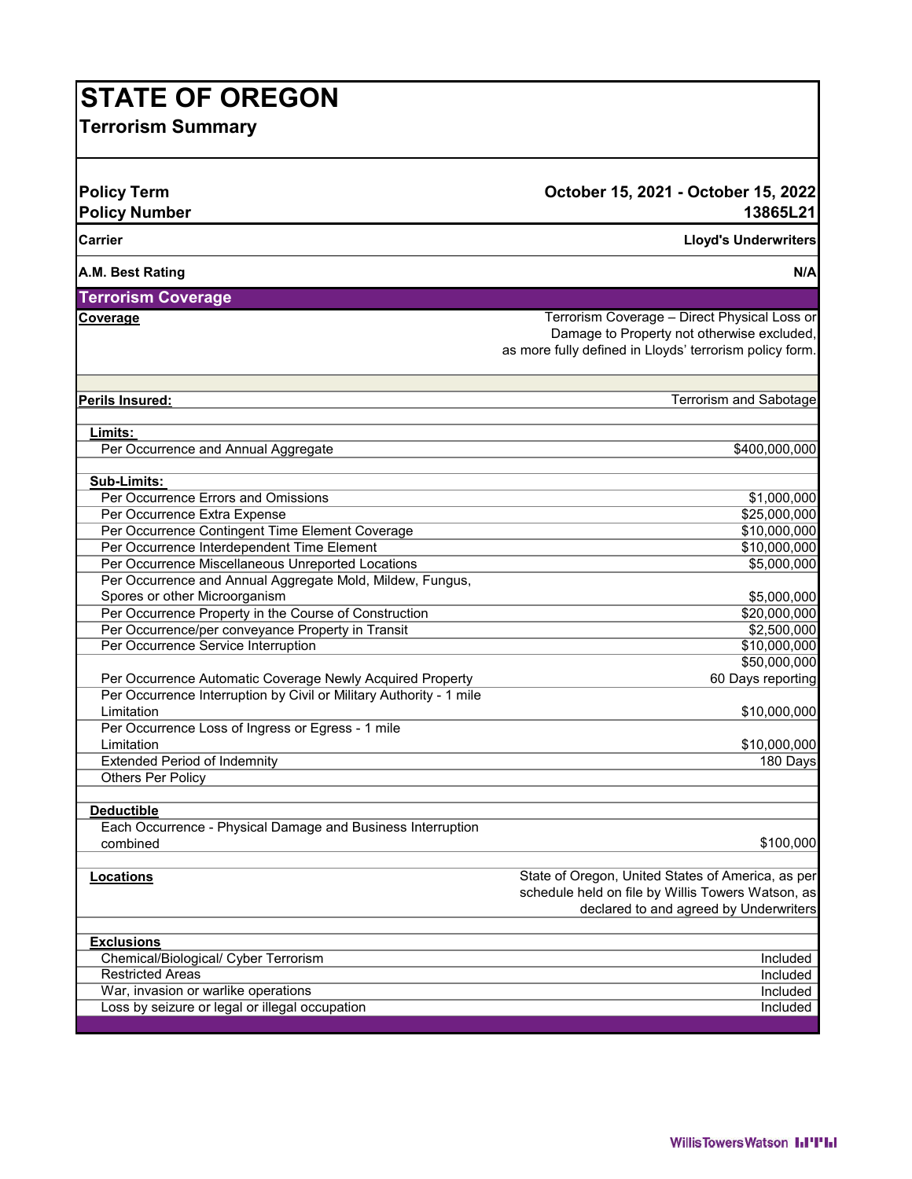# STATE OF OREGON

## Terrorism Summary

| | |
|---|---|
| **Policy Term** | **October 15, 2021 - October 15, 2022** |
| **Policy Number** | **13865L21** |
| **Carrier** | **Lloyd's Underwriters** |
| **A.M. Best Rating** | **N/A** |

### Terrorism Coverage

| | |
|---|---|
| **Coverage** | Terrorism Coverage – Direct Physical Loss or Damage to Property not otherwise excluded, as more fully defined in Lloyds' terrorism policy form. |
| **Perils Insured:** | Terrorism and Sabotage |
| **Limits:** | |
| Per Occurrence and Annual Aggregate | $400,000,000 |
| **Sub-Limits:** | |
| Per Occurrence Errors and Omissions | $1,000,000 |
| Per Occurrence Extra Expense | $25,000,000 |
| Per Occurrence Contingent Time Element Coverage | $10,000,000 |
| Per Occurrence Interdependent Time Element | $10,000,000 |
| Per Occurrence Miscellaneous Unreported Locations | $5,000,000 |
| Per Occurrence and Annual Aggregate Mold, Mildew, Fungus, Spores or other Microorganism | $5,000,000 |
| Per Occurrence Property in the Course of Construction | $20,000,000 |
| Per Occurrence/per conveyance Property in Transit | $2,500,000 |
| Per Occurrence Service Interruption | $10,000,000 |
| Per Occurrence Automatic Coverage Newly Acquired Property | $50,000,000 60 Days reporting |
| Per Occurrence Interruption by Civil or Military Authority - 1 mile Limitation | $10,000,000 |
| Per Occurrence Loss of Ingress or Egress - 1 mile Limitation | $10,000,000 |
| Extended Period of Indemnity | 180 Days |
| Others Per Policy | |
| **Deductible** | |
| Each Occurrence - Physical Damage and Business Interruption combined | $100,000 |
| **Locations** | State of Oregon, United States of America, as per schedule held on file by Willis Towers Watson, as declared to and agreed by Underwriters |
| **Exclusions** | |
| Chemical/Biological/ Cyber Terrorism | Included |
| Restricted Areas | Included |
| War, invasion or warlike operations | Included |
| Loss by seizure or legal or illegal occupation | Included |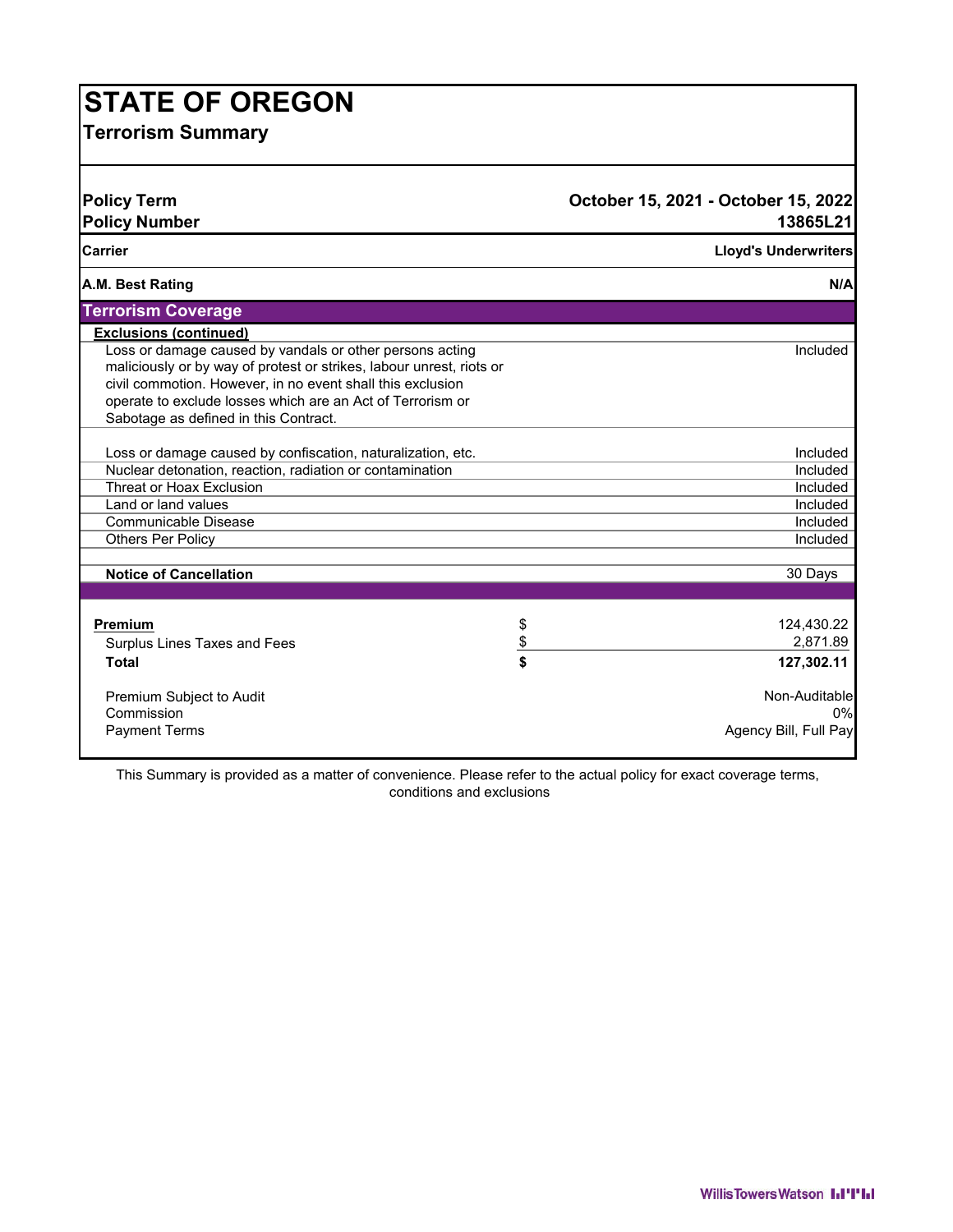# STATE OF OREGON

## Terrorism Summary

| | |
|---|---|
| **Policy Term** | **October 15, 2021 - October 15, 2022** |
| **Policy Number** | **13865L21** |
| **Carrier** | **Lloyd's Underwriters** |
| **A.M. Best Rating** | **N/A** |

### Terrorism Coverage

| | |
|---|---|
| **Exclusions (continued)** | |
| Loss or damage caused by vandals or other persons acting maliciously or by way of protest or strikes, labour unrest, riots or civil commotion. However, in no event shall this exclusion operate to exclude losses which are an Act of Terrorism or Sabotage as defined in this Contract. | Included |
| Loss or damage caused by confiscation, naturalization, etc. | Included |
| Nuclear detonation, reaction, radiation or contamination | Included |
| Threat or Hoax Exclusion | Included |
| Land or land values | Included |
| Communicable Disease | Included |
| Others Per Policy | Included |
| **Notice of Cancellation** | 30 Days |

| | | |
|---|---|---|
| **Premium** | $ | 124,430.22 |
| Surplus Lines Taxes and Fees | $ | 2,871.89 |
| **Total** | **$** | **127,302.11** |
| Premium Subject to Audit | | Non-Auditable |
| Commission | | 0% |
| Payment Terms | | Agency Bill, Full Pay |

This Summary is provided as a matter of convenience. Please refer to the actual policy for exact coverage terms, conditions and exclusions